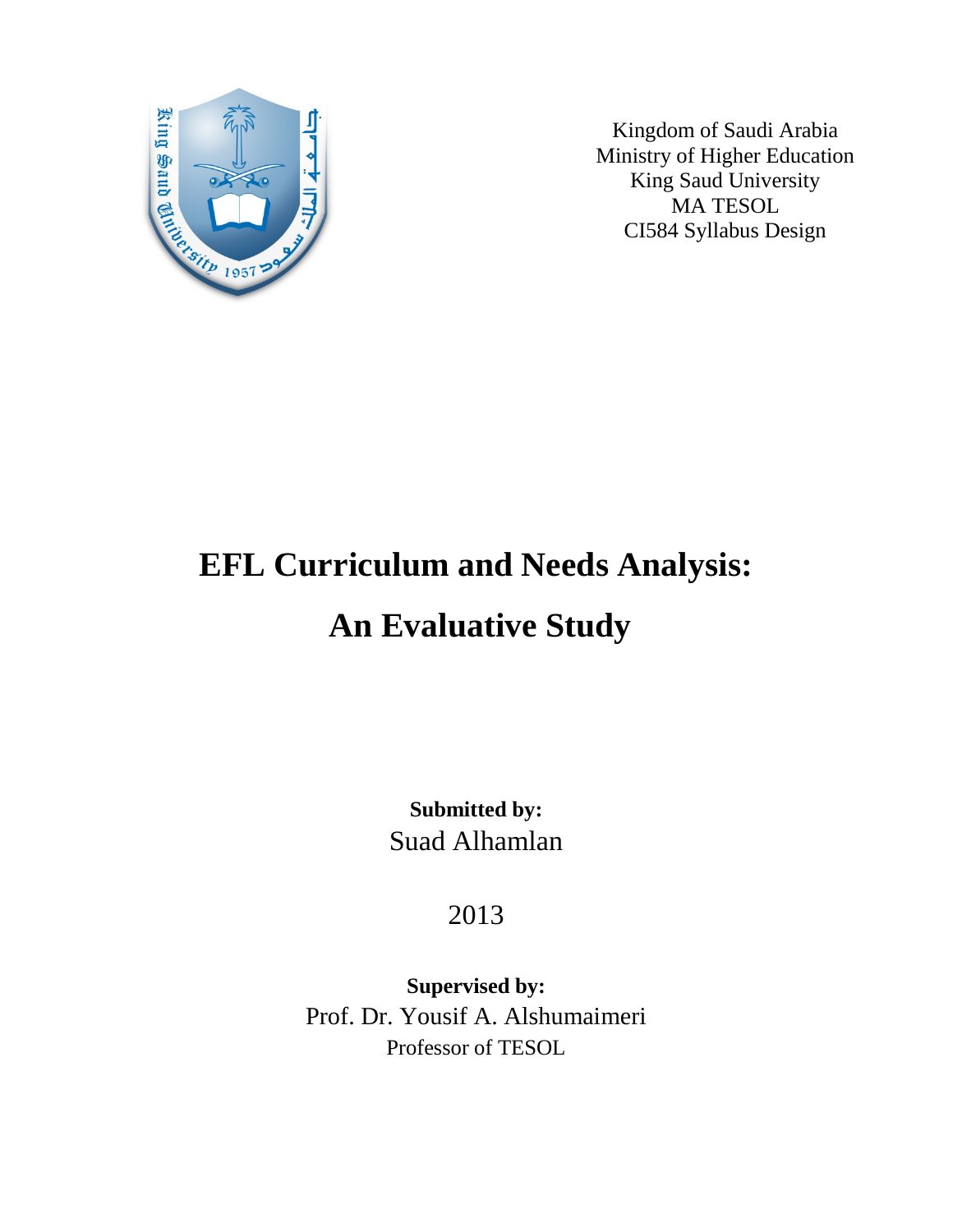Kingdom of Saudi Arabia
Ministry of Higher Education
King Saud University
MA TESOL
CI584 Syllabus Design

# EFL Curriculum and Needs Analysis:

# An Evaluative Study

**Submitted by:**
Suad Alhamlan

2013

**Supervised by:**
Prof. Dr. Yousif A. Alshumaimeri
Professor of TESOL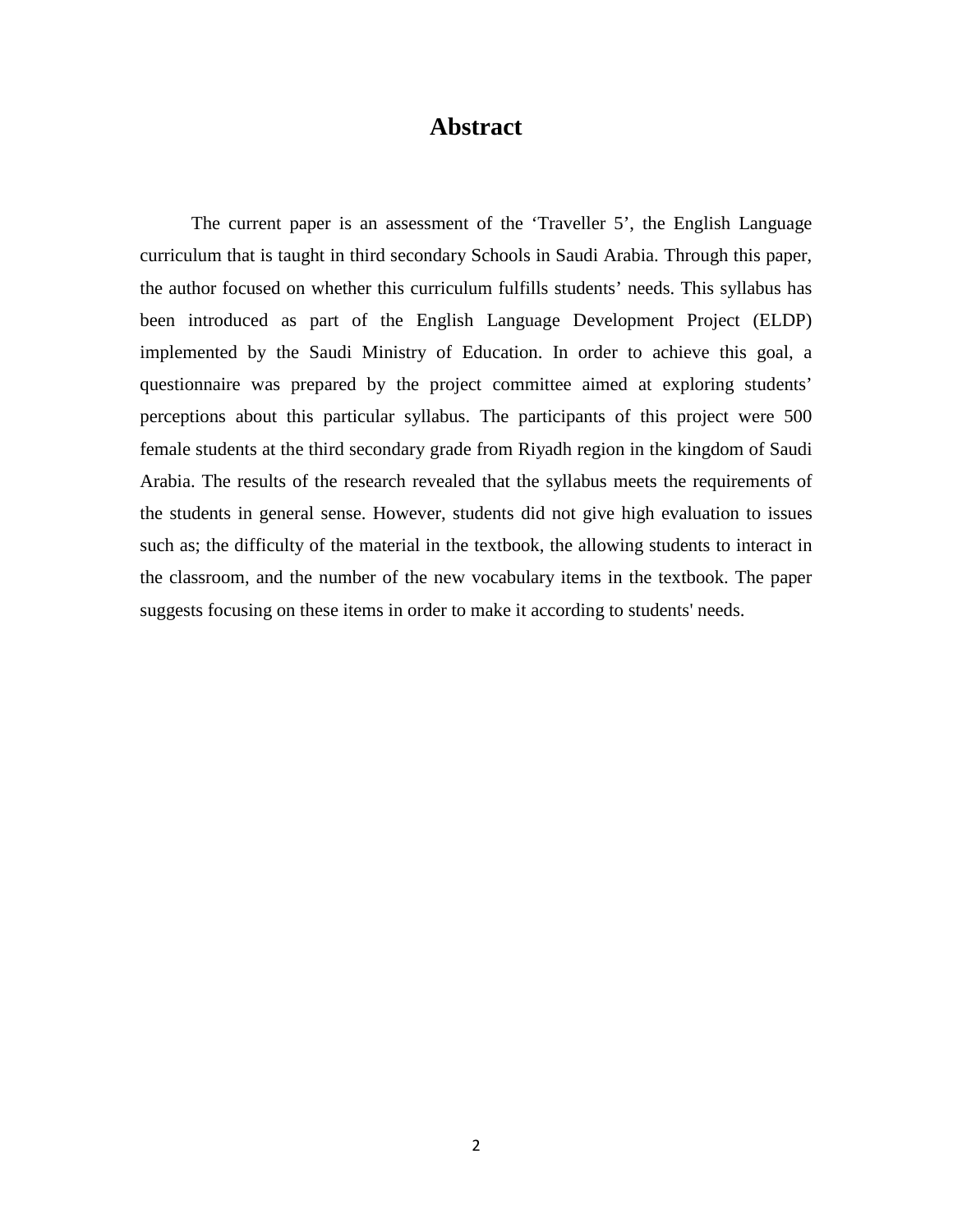# Abstract

The current paper is an assessment of the 'Traveller 5', the English Language curriculum that is taught in third secondary Schools in Saudi Arabia. Through this paper, the author focused on whether this curriculum fulfills students' needs. This syllabus has been introduced as part of the English Language Development Project (ELDP) implemented by the Saudi Ministry of Education. In order to achieve this goal, a questionnaire was prepared by the project committee aimed at exploring students' perceptions about this particular syllabus. The participants of this project were 500 female students at the third secondary grade from Riyadh region in the kingdom of Saudi Arabia. The results of the research revealed that the syllabus meets the requirements of the students in general sense. However, students did not give high evaluation to issues such as; the difficulty of the material in the textbook, the allowing students to interact in the classroom, and the number of the new vocabulary items in the textbook. The paper suggests focusing on these items in order to make it according to students' needs.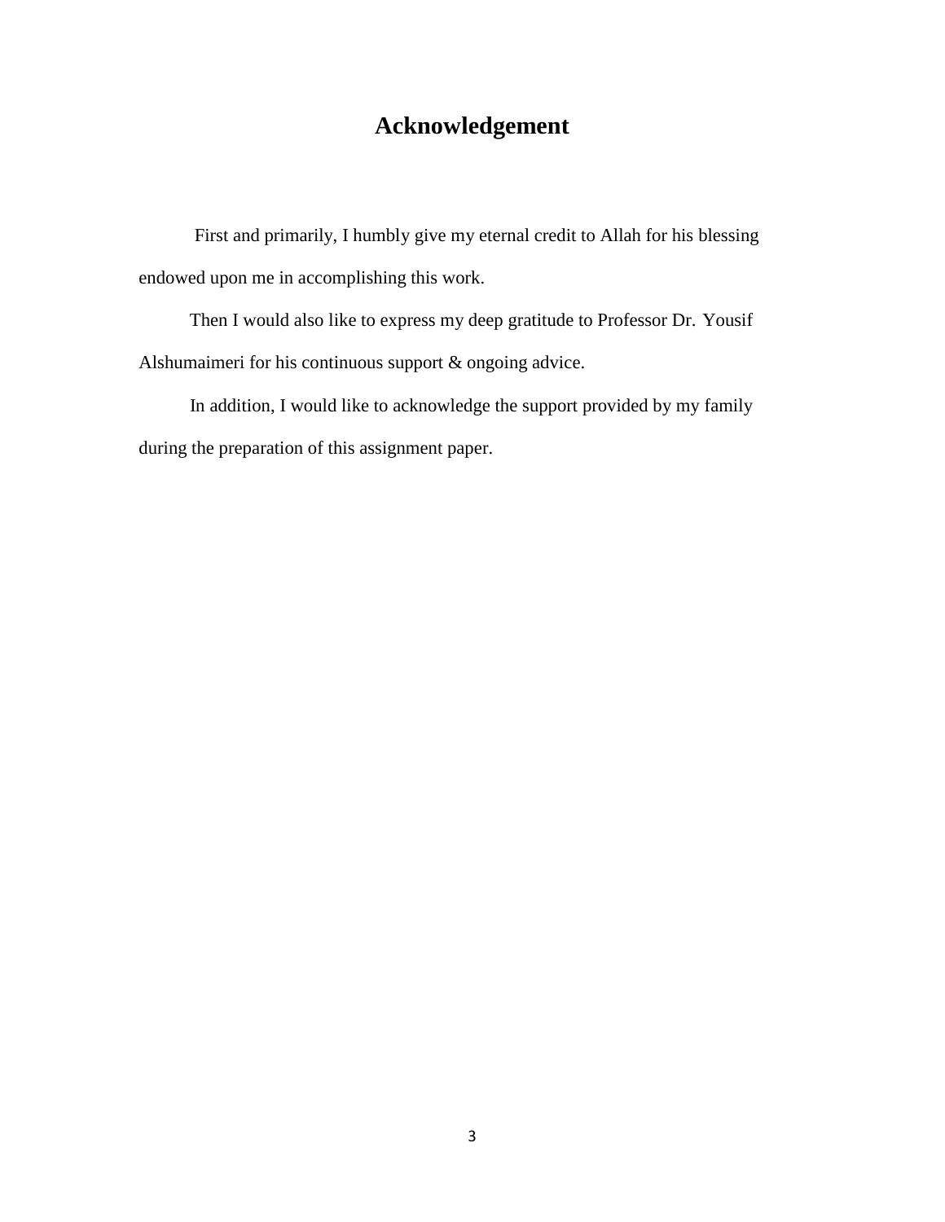# Acknowledgement

First and primarily, I humbly give my eternal credit to Allah for his blessing endowed upon me in accomplishing this work.

Then I would also like to express my deep gratitude to Professor Dr. Yousif Alshumaimeri for his continuous support & ongoing advice.

In addition, I would like to acknowledge the support provided by my family during the preparation of this assignment paper.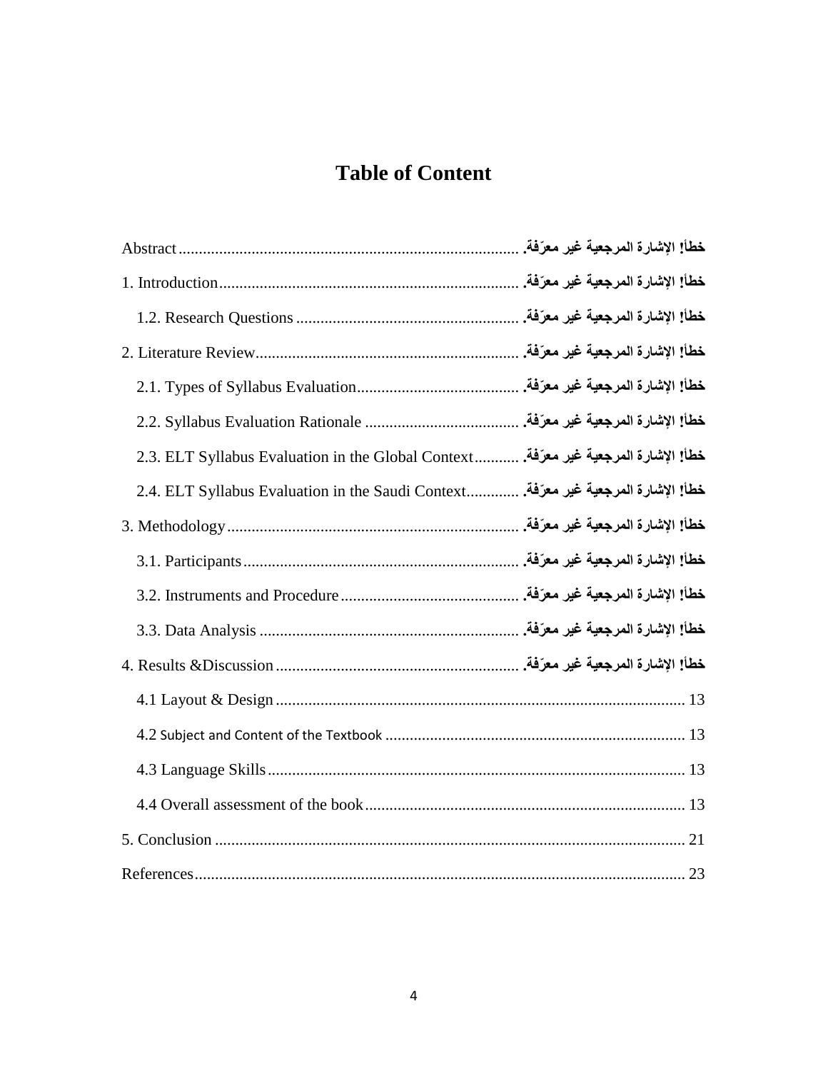# Table of Content

Abstract ........................................................................... خطأ! الإشارة المرجعية غير معرّفة.

1. Introduction ........................................................................... خطأ! الإشارة المرجعية غير معرّفة.

   1.2. Research Questions ........................................................................... خطأ! الإشارة المرجعية غير معرّفة.

2. Literature Review ........................................................................... خطأ! الإشارة المرجعية غير معرّفة.

   2.1. Types of Syllabus Evaluation ........................................................................... خطأ! الإشارة المرجعية غير معرّفة.

   2.2. Syllabus Evaluation Rationale ........................................................................... خطأ! الإشارة المرجعية غير معرّفة.

   2.3. ELT Syllabus Evaluation in the Global Context ........................................................................... خطأ! الإشارة المرجعية غير معرّفة.

   2.4. ELT Syllabus Evaluation in the Saudi Context ........................................................................... خطأ! الإشارة المرجعية غير معرّفة.

3. Methodology ........................................................................... خطأ! الإشارة المرجعية غير معرّفة.

   3.1. Participants ........................................................................... خطأ! الإشارة المرجعية غير معرّفة.

   3.2. Instruments and Procedure ........................................................................... خطأ! الإشارة المرجعية غير معرّفة.

   3.3. Data Analysis ........................................................................... خطأ! الإشارة المرجعية غير معرّفة.

4. Results &Discussion ........................................................................... خطأ! الإشارة المرجعية غير معرّفة.

   4.1 Layout & Design ........................................................................... 13

   4.2 Subject and Content of the Textbook ........................................................................... 13

   4.3 Language Skills ........................................................................... 13

   4.4 Overall assessment of the book ........................................................................... 13

5. Conclusion ........................................................................... 21

References ........................................................................... 23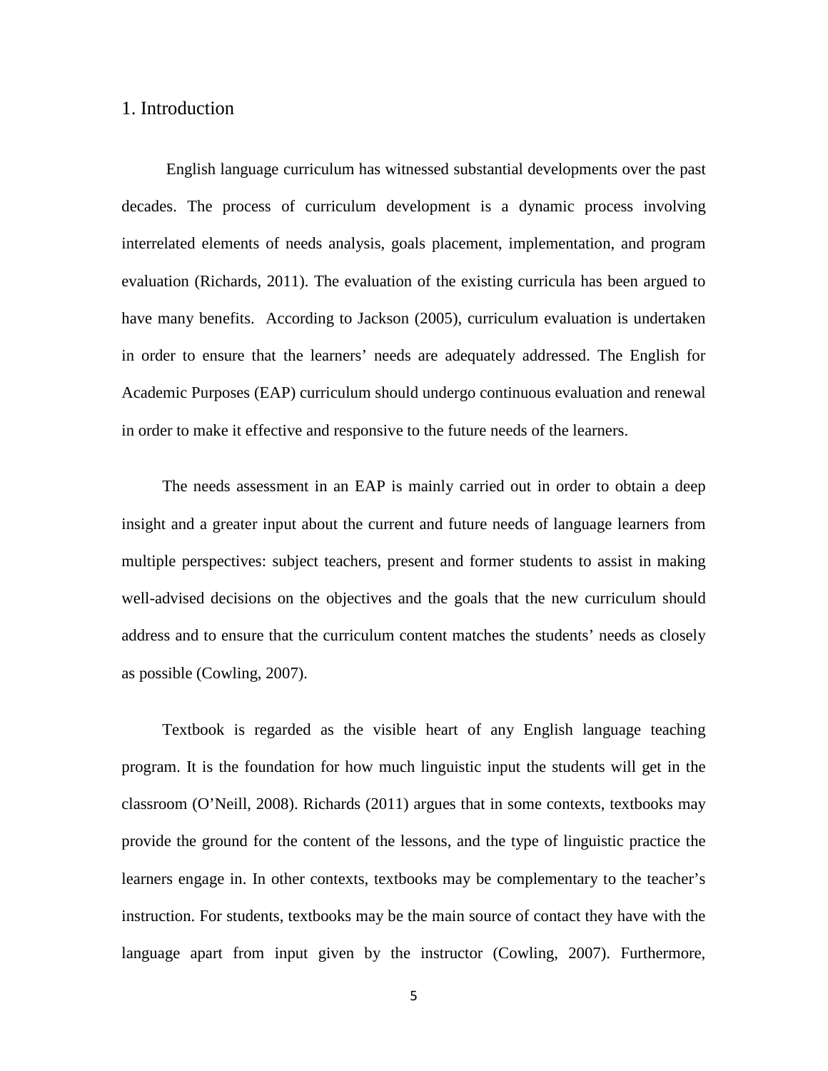# 1. Introduction

English language curriculum has witnessed substantial developments over the past decades. The process of curriculum development is a dynamic process involving interrelated elements of needs analysis, goals placement, implementation, and program evaluation (Richards, 2011). The evaluation of the existing curricula has been argued to have many benefits. According to Jackson (2005), curriculum evaluation is undertaken in order to ensure that the learners' needs are adequately addressed. The English for Academic Purposes (EAP) curriculum should undergo continuous evaluation and renewal in order to make it effective and responsive to the future needs of the learners.

The needs assessment in an EAP is mainly carried out in order to obtain a deep insight and a greater input about the current and future needs of language learners from multiple perspectives: subject teachers, present and former students to assist in making well-advised decisions on the objectives and the goals that the new curriculum should address and to ensure that the curriculum content matches the students' needs as closely as possible (Cowling, 2007).

Textbook is regarded as the visible heart of any English language teaching program. It is the foundation for how much linguistic input the students will get in the classroom (O'Neill, 2008). Richards (2011) argues that in some contexts, textbooks may provide the ground for the content of the lessons, and the type of linguistic practice the learners engage in. In other contexts, textbooks may be complementary to the teacher's instruction. For students, textbooks may be the main source of contact they have with the language apart from input given by the instructor (Cowling, 2007). Furthermore,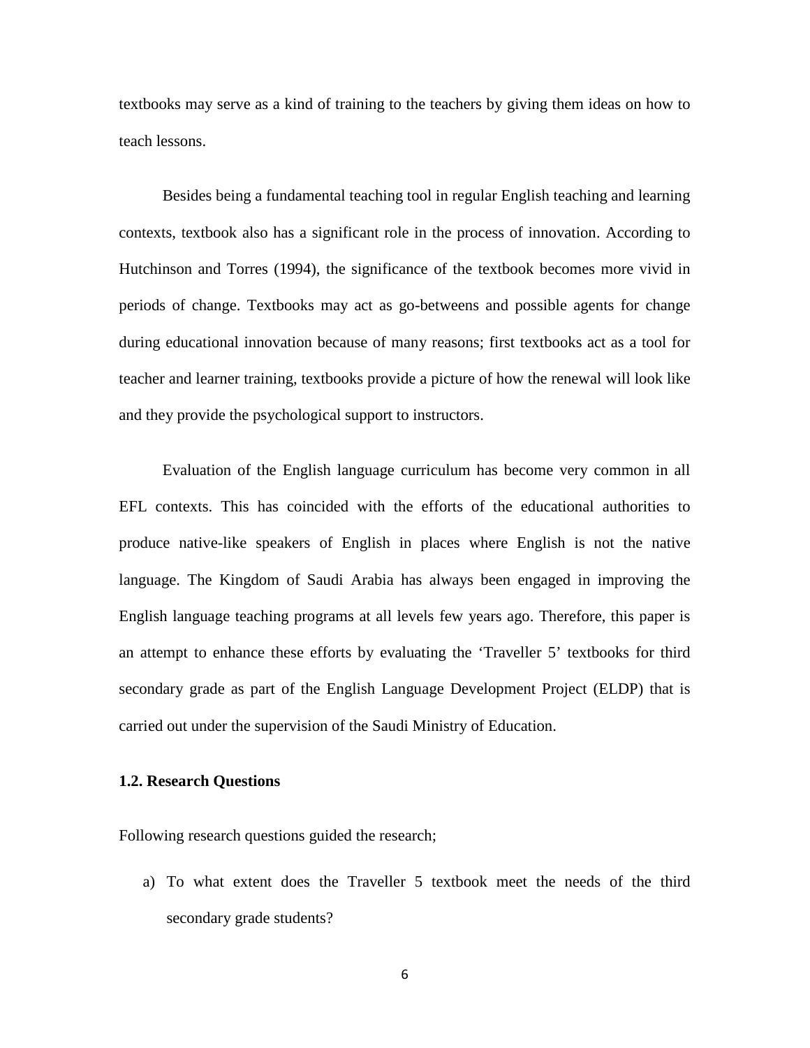textbooks may serve as a kind of training to the teachers by giving them ideas on how to teach lessons.

Besides being a fundamental teaching tool in regular English teaching and learning contexts, textbook also has a significant role in the process of innovation. According to Hutchinson and Torres (1994), the significance of the textbook becomes more vivid in periods of change. Textbooks may act as go-betweens and possible agents for change during educational innovation because of many reasons; first textbooks act as a tool for teacher and learner training, textbooks provide a picture of how the renewal will look like and they provide the psychological support to instructors.

Evaluation of the English language curriculum has become very common in all EFL contexts. This has coincided with the efforts of the educational authorities to produce native-like speakers of English in places where English is not the native language. The Kingdom of Saudi Arabia has always been engaged in improving the English language teaching programs at all levels few years ago. Therefore, this paper is an attempt to enhance these efforts by evaluating the 'Traveller 5' textbooks for third secondary grade as part of the English Language Development Project (ELDP) that is carried out under the supervision of the Saudi Ministry of Education.

**1.2. Research Questions**

Following research questions guided the research;

a) To what extent does the Traveller 5 textbook meet the needs of the third secondary grade students?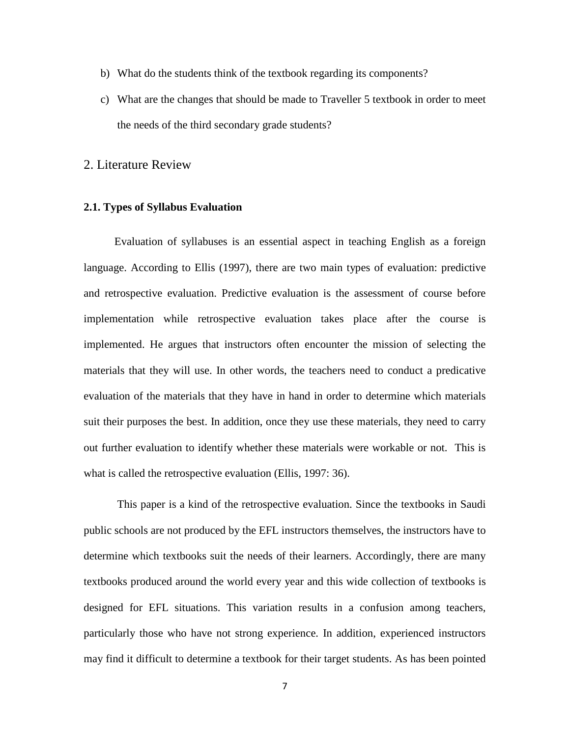b) What do the students think of the textbook regarding its components?

c) What are the changes that should be made to Traveller 5 textbook in order to meet the needs of the third secondary grade students?

## 2. Literature Review

### 2.1. Types of Syllabus Evaluation

Evaluation of syllabuses is an essential aspect in teaching English as a foreign language. According to Ellis (1997), there are two main types of evaluation: predictive and retrospective evaluation. Predictive evaluation is the assessment of course before implementation while retrospective evaluation takes place after the course is implemented. He argues that instructors often encounter the mission of selecting the materials that they will use. In other words, the teachers need to conduct a predicative evaluation of the materials that they have in hand in order to determine which materials suit their purposes the best. In addition, once they use these materials, they need to carry out further evaluation to identify whether these materials were workable or not. This is what is called the retrospective evaluation (Ellis, 1997: 36).

This paper is a kind of the retrospective evaluation. Since the textbooks in Saudi public schools are not produced by the EFL instructors themselves, the instructors have to determine which textbooks suit the needs of their learners. Accordingly, there are many textbooks produced around the world every year and this wide collection of textbooks is designed for EFL situations. This variation results in a confusion among teachers, particularly those who have not strong experience. In addition, experienced instructors may find it difficult to determine a textbook for their target students. As has been pointed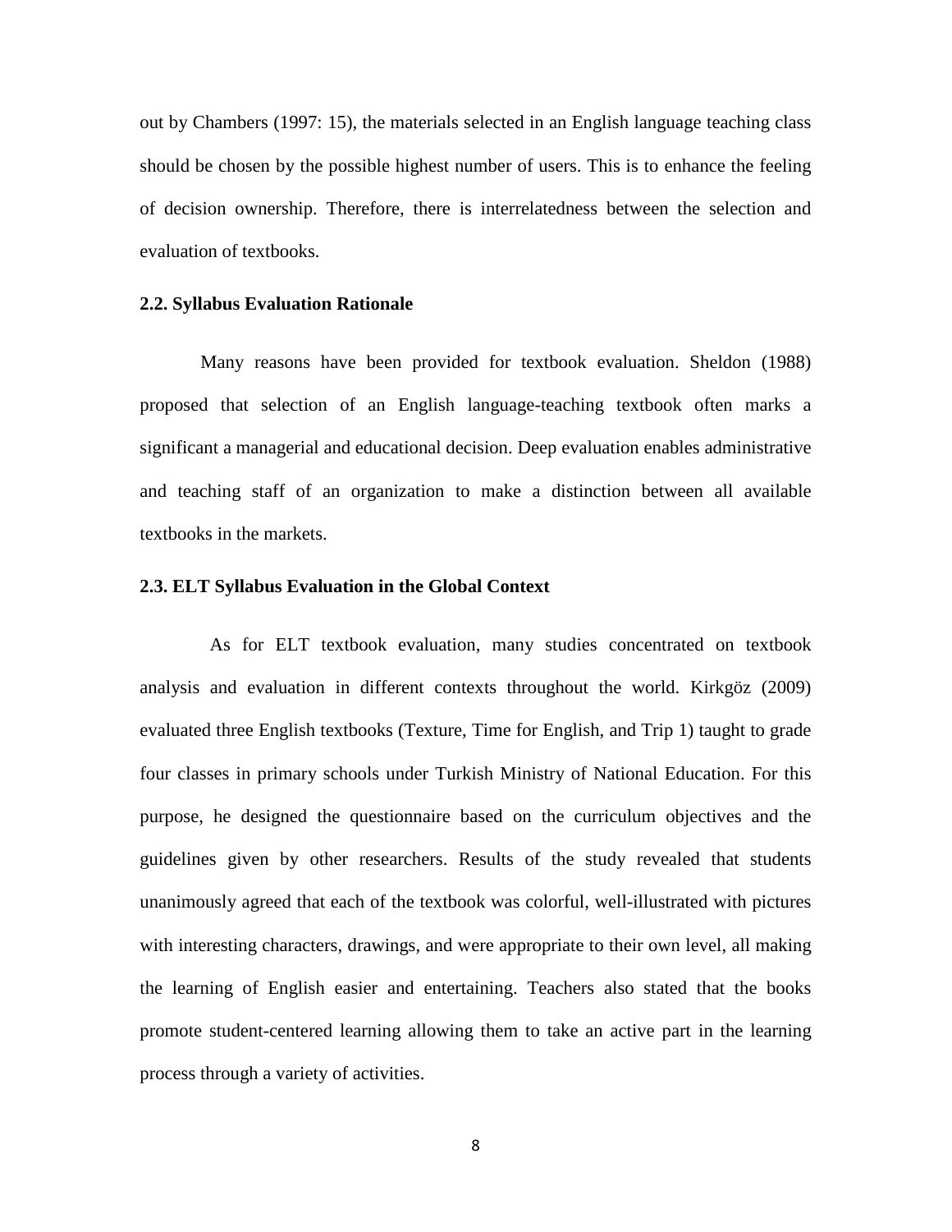out by Chambers (1997: 15), the materials selected in an English language teaching class should be chosen by the possible highest number of users. This is to enhance the feeling of decision ownership. Therefore, there is interrelatedness between the selection and evaluation of textbooks.

### 2.2. Syllabus Evaluation Rationale

Many reasons have been provided for textbook evaluation. Sheldon (1988) proposed that selection of an English language-teaching textbook often marks a significant a managerial and educational decision. Deep evaluation enables administrative and teaching staff of an organization to make a distinction between all available textbooks in the markets.

### 2.3. ELT Syllabus Evaluation in the Global Context

As for ELT textbook evaluation, many studies concentrated on textbook analysis and evaluation in different contexts throughout the world. Kirkgöz (2009) evaluated three English textbooks (Texture, Time for English, and Trip 1) taught to grade four classes in primary schools under Turkish Ministry of National Education. For this purpose, he designed the questionnaire based on the curriculum objectives and the guidelines given by other researchers. Results of the study revealed that students unanimously agreed that each of the textbook was colorful, well-illustrated with pictures with interesting characters, drawings, and were appropriate to their own level, all making the learning of English easier and entertaining. Teachers also stated that the books promote student-centered learning allowing them to take an active part in the learning process through a variety of activities.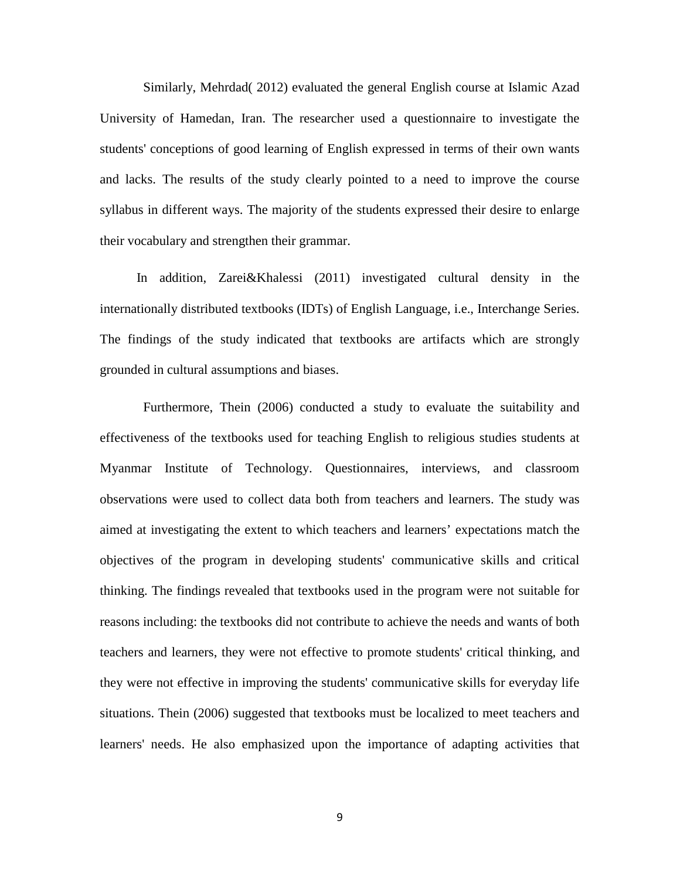Similarly, Mehrdad( 2012) evaluated the general English course at Islamic Azad University of Hamedan, Iran. The researcher used a questionnaire to investigate the students' conceptions of good learning of English expressed in terms of their own wants and lacks. The results of the study clearly pointed to a need to improve the course syllabus in different ways. The majority of the students expressed their desire to enlarge their vocabulary and strengthen their grammar.

In addition, Zarei&Khalessi (2011) investigated cultural density in the internationally distributed textbooks (IDTs) of English Language, i.e., Interchange Series. The findings of the study indicated that textbooks are artifacts which are strongly grounded in cultural assumptions and biases.

Furthermore, Thein (2006) conducted a study to evaluate the suitability and effectiveness of the textbooks used for teaching English to religious studies students at Myanmar Institute of Technology. Questionnaires, interviews, and classroom observations were used to collect data both from teachers and learners. The study was aimed at investigating the extent to which teachers and learners' expectations match the objectives of the program in developing students' communicative skills and critical thinking. The findings revealed that textbooks used in the program were not suitable for reasons including: the textbooks did not contribute to achieve the needs and wants of both teachers and learners, they were not effective to promote students' critical thinking, and they were not effective in improving the students' communicative skills for everyday life situations. Thein (2006) suggested that textbooks must be localized to meet teachers and learners' needs. He also emphasized upon the importance of adapting activities that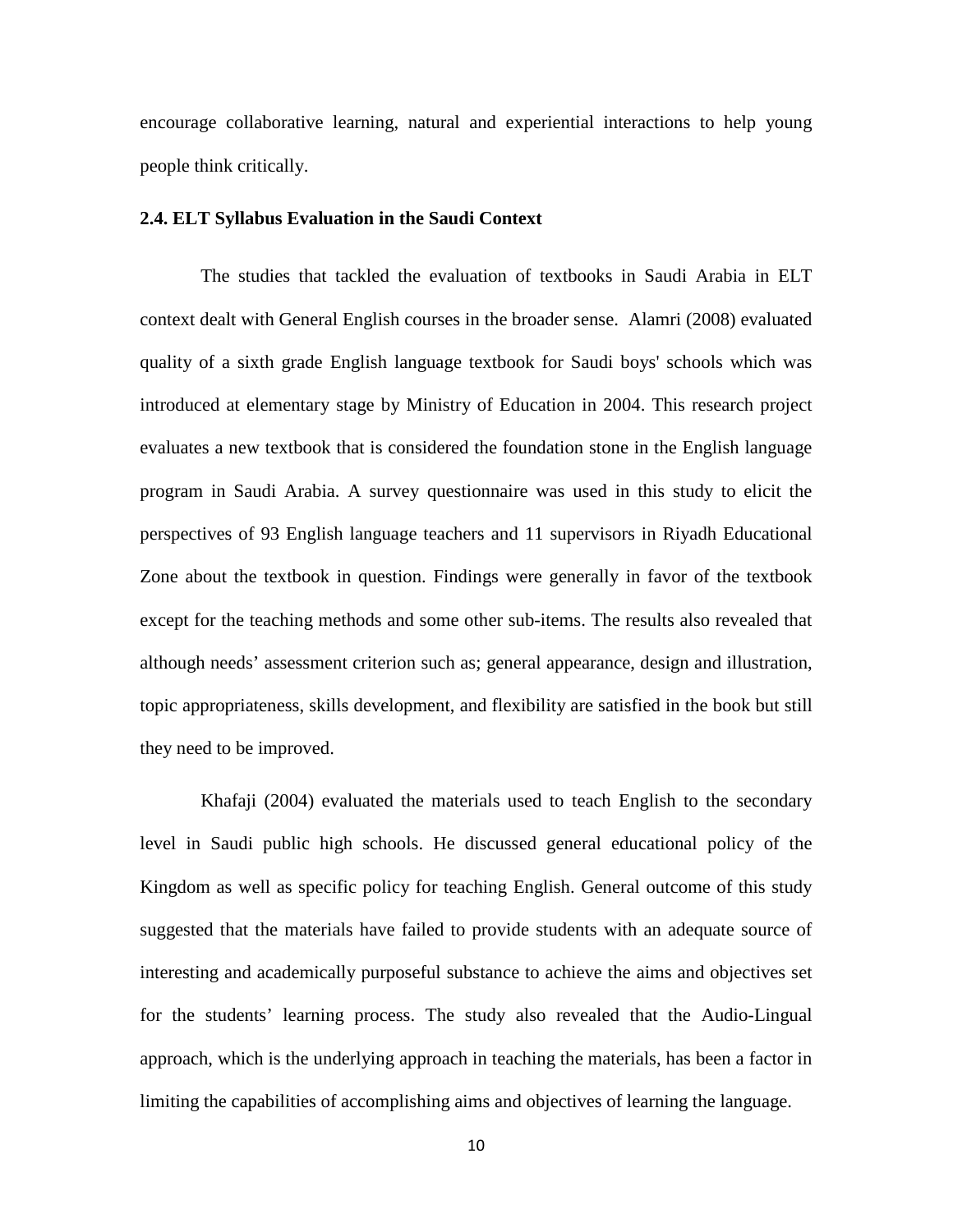encourage collaborative learning, natural and experiential interactions to help young people think critically.

### 2.4. ELT Syllabus Evaluation in the Saudi Context

The studies that tackled the evaluation of textbooks in Saudi Arabia in ELT context dealt with General English courses in the broader sense.  Alamri (2008) evaluated quality of a sixth grade English language textbook for Saudi boys' schools which was introduced at elementary stage by Ministry of Education in 2004. This research project evaluates a new textbook that is considered the foundation stone in the English language program in Saudi Arabia. A survey questionnaire was used in this study to elicit the perspectives of 93 English language teachers and 11 supervisors in Riyadh Educational Zone about the textbook in question. Findings were generally in favor of the textbook except for the teaching methods and some other sub-items. The results also revealed that although needs' assessment criterion such as; general appearance, design and illustration, topic appropriateness, skills development, and flexibility are satisfied in the book but still they need to be improved.

Khafaji (2004) evaluated the materials used to teach English to the secondary level in Saudi public high schools. He discussed general educational policy of the Kingdom as well as specific policy for teaching English. General outcome of this study suggested that the materials have failed to provide students with an adequate source of interesting and academically purposeful substance to achieve the aims and objectives set for the students' learning process. The study also revealed that the Audio-Lingual approach, which is the underlying approach in teaching the materials, has been a factor in limiting the capabilities of accomplishing aims and objectives of learning the language.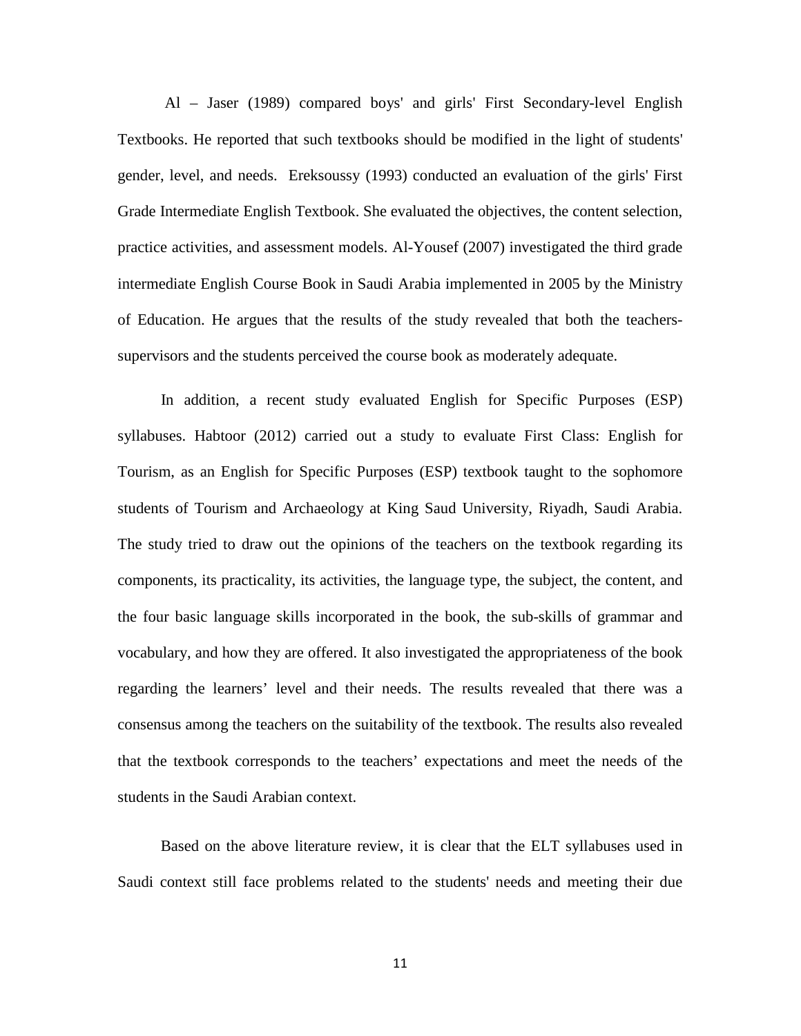Al – Jaser (1989) compared boys' and girls' First Secondary-level English Textbooks. He reported that such textbooks should be modified in the light of students' gender, level, and needs. Ereksoussy (1993) conducted an evaluation of the girls' First Grade Intermediate English Textbook. She evaluated the objectives, the content selection, practice activities, and assessment models. Al-Yousef (2007) investigated the third grade intermediate English Course Book in Saudi Arabia implemented in 2005 by the Ministry of Education. He argues that the results of the study revealed that both the teachers-supervisors and the students perceived the course book as moderately adequate.

In addition, a recent study evaluated English for Specific Purposes (ESP) syllabuses. Habtoor (2012) carried out a study to evaluate First Class: English for Tourism, as an English for Specific Purposes (ESP) textbook taught to the sophomore students of Tourism and Archaeology at King Saud University, Riyadh, Saudi Arabia. The study tried to draw out the opinions of the teachers on the textbook regarding its components, its practicality, its activities, the language type, the subject, the content, and the four basic language skills incorporated in the book, the sub-skills of grammar and vocabulary, and how they are offered. It also investigated the appropriateness of the book regarding the learners' level and their needs. The results revealed that there was a consensus among the teachers on the suitability of the textbook. The results also revealed that the textbook corresponds to the teachers' expectations and meet the needs of the students in the Saudi Arabian context.

Based on the above literature review, it is clear that the ELT syllabuses used in Saudi context still face problems related to the students' needs and meeting their due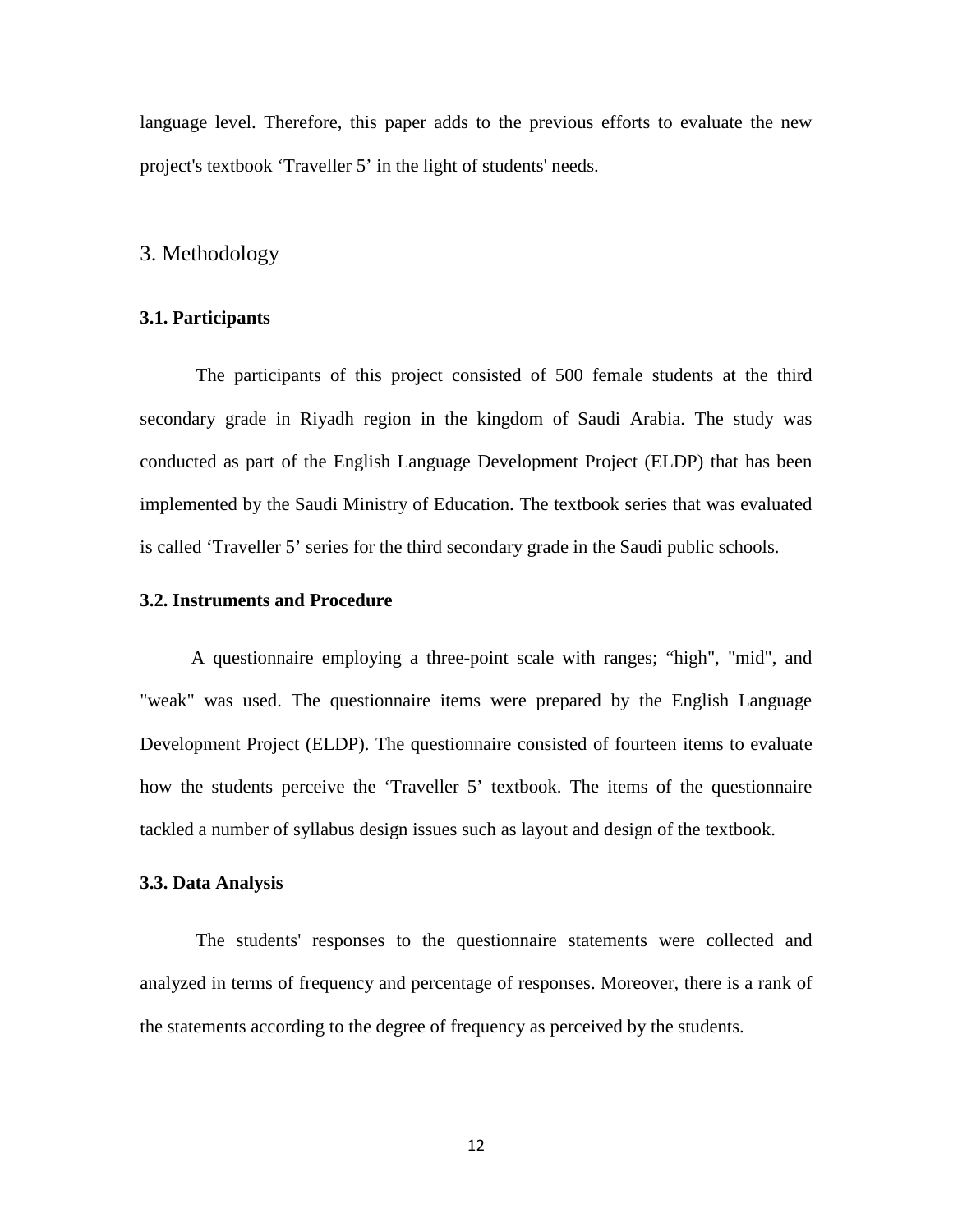language level. Therefore, this paper adds to the previous efforts to evaluate the new project's textbook 'Traveller 5' in the light of students' needs.

## 3. Methodology

### 3.1. Participants

The participants of this project consisted of 500 female students at the third secondary grade in Riyadh region in the kingdom of Saudi Arabia. The study was conducted as part of the English Language Development Project (ELDP) that has been implemented by the Saudi Ministry of Education. The textbook series that was evaluated is called 'Traveller 5' series for the third secondary grade in the Saudi public schools.

### 3.2. Instruments and Procedure

A questionnaire employing a three-point scale with ranges; "high", "mid", and "weak" was used. The questionnaire items were prepared by the English Language Development Project (ELDP). The questionnaire consisted of fourteen items to evaluate how the students perceive the 'Traveller 5' textbook. The items of the questionnaire tackled a number of syllabus design issues such as layout and design of the textbook.

### 3.3. Data Analysis

The students' responses to the questionnaire statements were collected and analyzed in terms of frequency and percentage of responses. Moreover, there is a rank of the statements according to the degree of frequency as perceived by the students.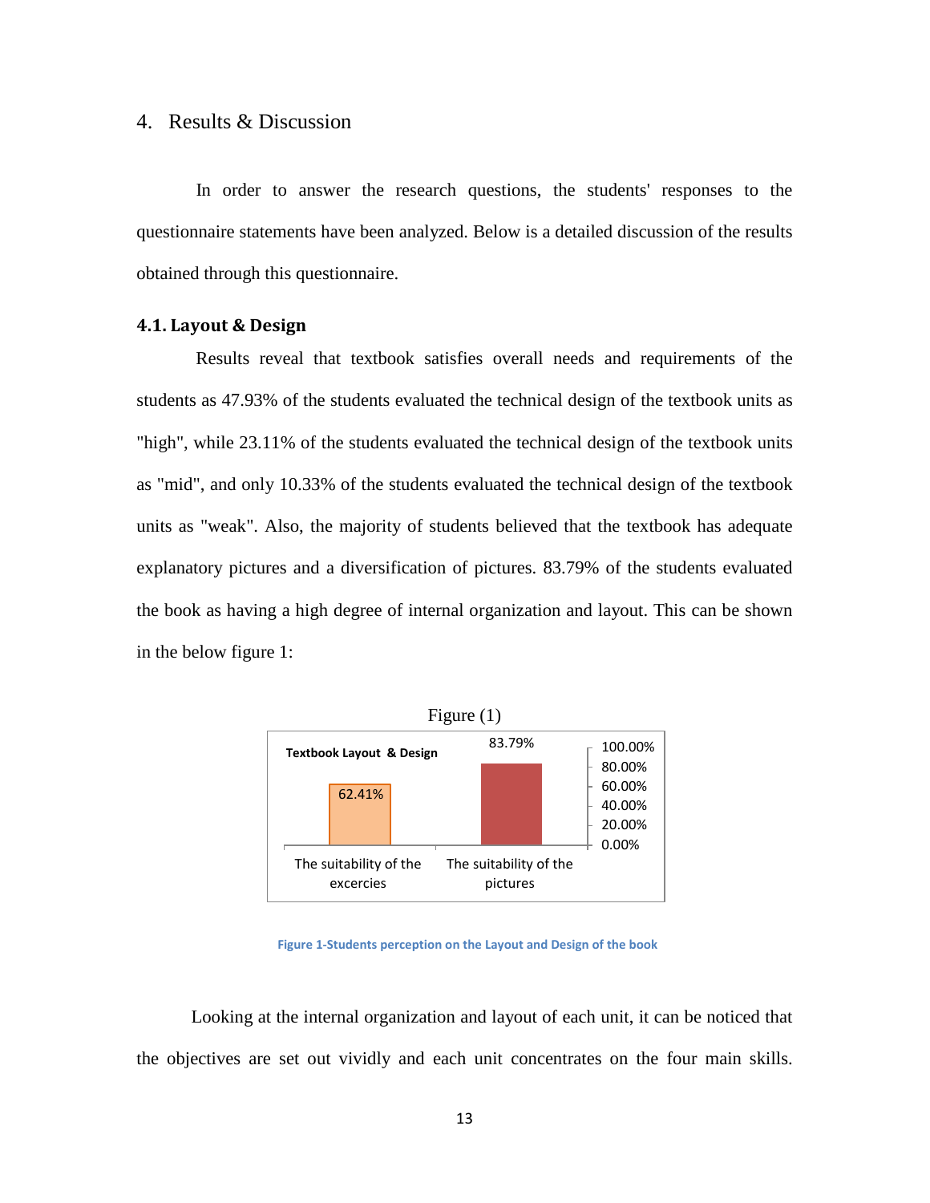# 4. Results & Discussion

In order to answer the research questions, the students' responses to the questionnaire statements have been analyzed. Below is a detailed discussion of the results obtained through this questionnaire.

### 4.1. Layout & Design

Results reveal that textbook satisfies overall needs and requirements of the students as 47.93% of the students evaluated the technical design of the textbook units as "high", while 23.11% of the students evaluated the technical design of the textbook units as "mid", and only 10.33% of the students evaluated the technical design of the textbook units as "weak". Also, the majority of students believed that the textbook has adequate explanatory pictures and a diversification of pictures. 83.79% of the students evaluated the book as having a high degree of internal organization and layout. This can be shown in the below figure 1:

Figure (1)

Textbook Layout & Design

| | The suitability of the excercies | The suitability of the pictures |
|---|---|---|
| | 62.41% | 83.79% |

Figure 1-Students perception on the Layout and Design of the book

Looking at the internal organization and layout of each unit, it can be noticed that the objectives are set out vividly and each unit concentrates on the four main skills.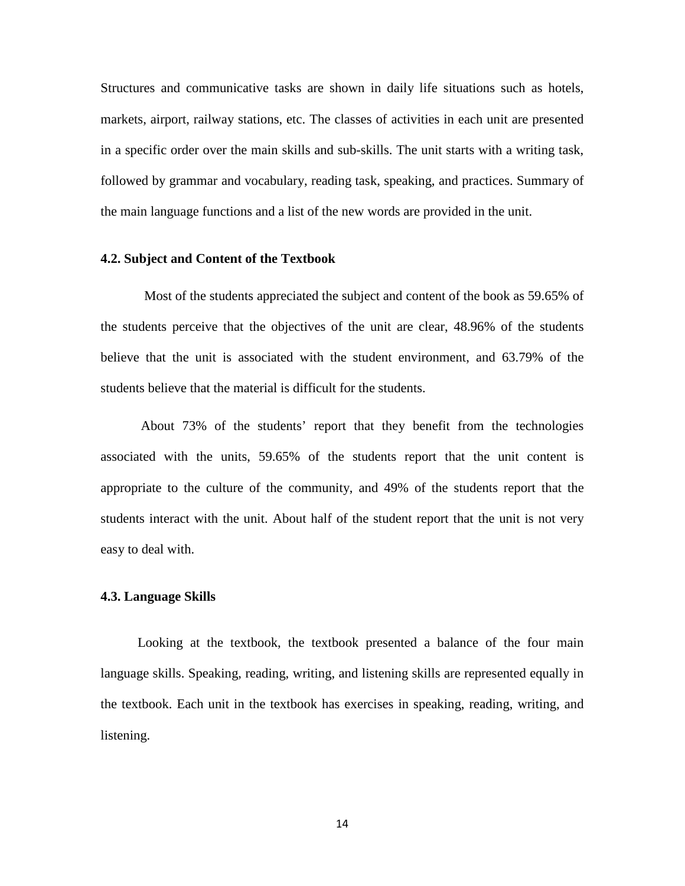Structures and communicative tasks are shown in daily life situations such as hotels, markets, airport, railway stations, etc. The classes of activities in each unit are presented in a specific order over the main skills and sub-skills. The unit starts with a writing task, followed by grammar and vocabulary, reading task, speaking, and practices. Summary of the main language functions and a list of the new words are provided in the unit.

### 4.2. Subject and Content of the Textbook

Most of the students appreciated the subject and content of the book as 59.65% of the students perceive that the objectives of the unit are clear, 48.96% of the students believe that the unit is associated with the student environment, and 63.79% of the students believe that the material is difficult for the students.

About 73% of the students' report that they benefit from the technologies associated with the units, 59.65% of the students report that the unit content is appropriate to the culture of the community, and 49% of the students report that the students interact with the unit. About half of the student report that the unit is not very easy to deal with.

### 4.3. Language Skills

Looking at the textbook, the textbook presented a balance of the four main language skills. Speaking, reading, writing, and listening skills are represented equally in the textbook. Each unit in the textbook has exercises in speaking, reading, writing, and listening.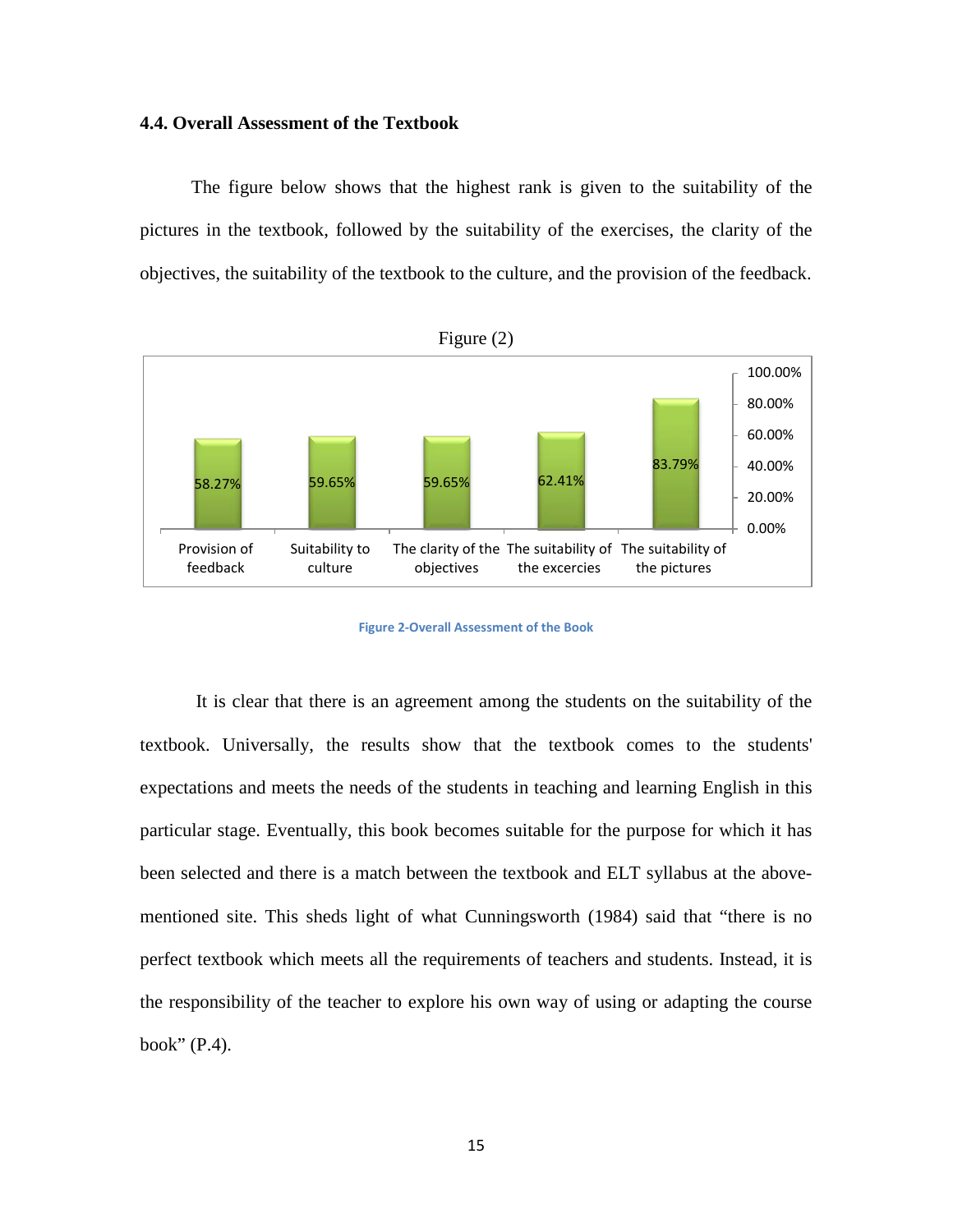### 4.4. Overall Assessment of the Textbook

The figure below shows that the highest rank is given to the suitability of the pictures in the textbook, followed by the suitability of the exercises, the clarity of the objectives, the suitability of the textbook to the culture, and the provision of the feedback.

Figure (2)

| Provision of feedback | Suitability to culture | The clarity of the objectives | The suitability of the excercies | The suitability of the pictures |
|---|---|---|---|---|
| 58.27% | 59.65% | 59.65% | 62.41% | 83.79% |

Figure 2-Overall Assessment of the Book

It is clear that there is an agreement among the students on the suitability of the textbook. Universally, the results show that the textbook comes to the students' expectations and meets the needs of the students in teaching and learning English in this particular stage. Eventually, this book becomes suitable for the purpose for which it has been selected and there is a match between the textbook and ELT syllabus at the above-mentioned site. This sheds light of what Cunningsworth (1984) said that "there is no perfect textbook which meets all the requirements of teachers and students. Instead, it is the responsibility of the teacher to explore his own way of using or adapting the course book" (P.4).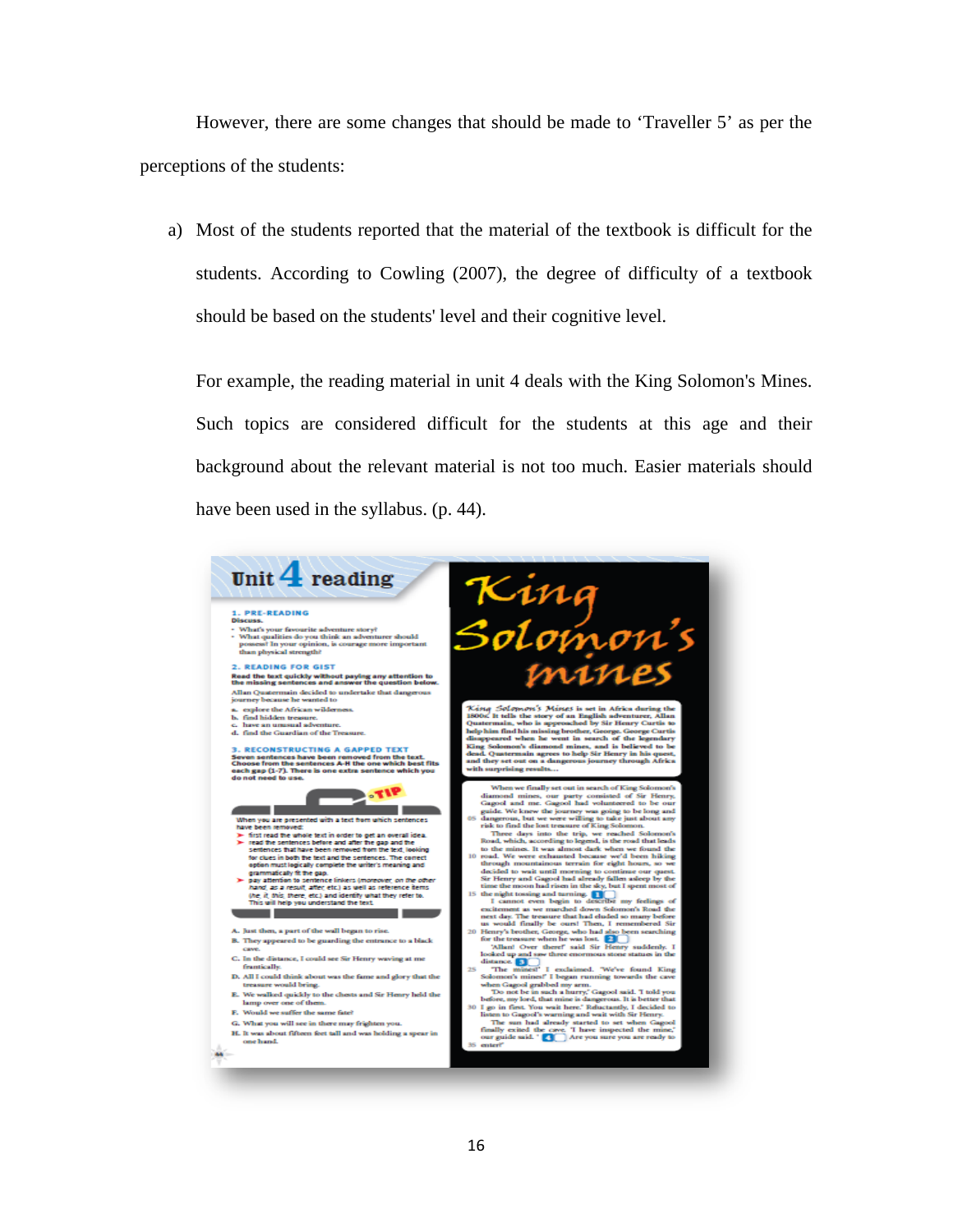However, there are some changes that should be made to 'Traveller 5' as per the perceptions of the students:

a) Most of the students reported that the material of the textbook is difficult for the students. According to Cowling (2007), the degree of difficulty of a textbook should be based on the students' level and their cognitive level.

For example, the reading material in unit 4 deals with the King Solomon's Mines. Such topics are considered difficult for the students at this age and their background about the relevant material is not too much. Easier materials should have been used in the syllabus. (p. 44).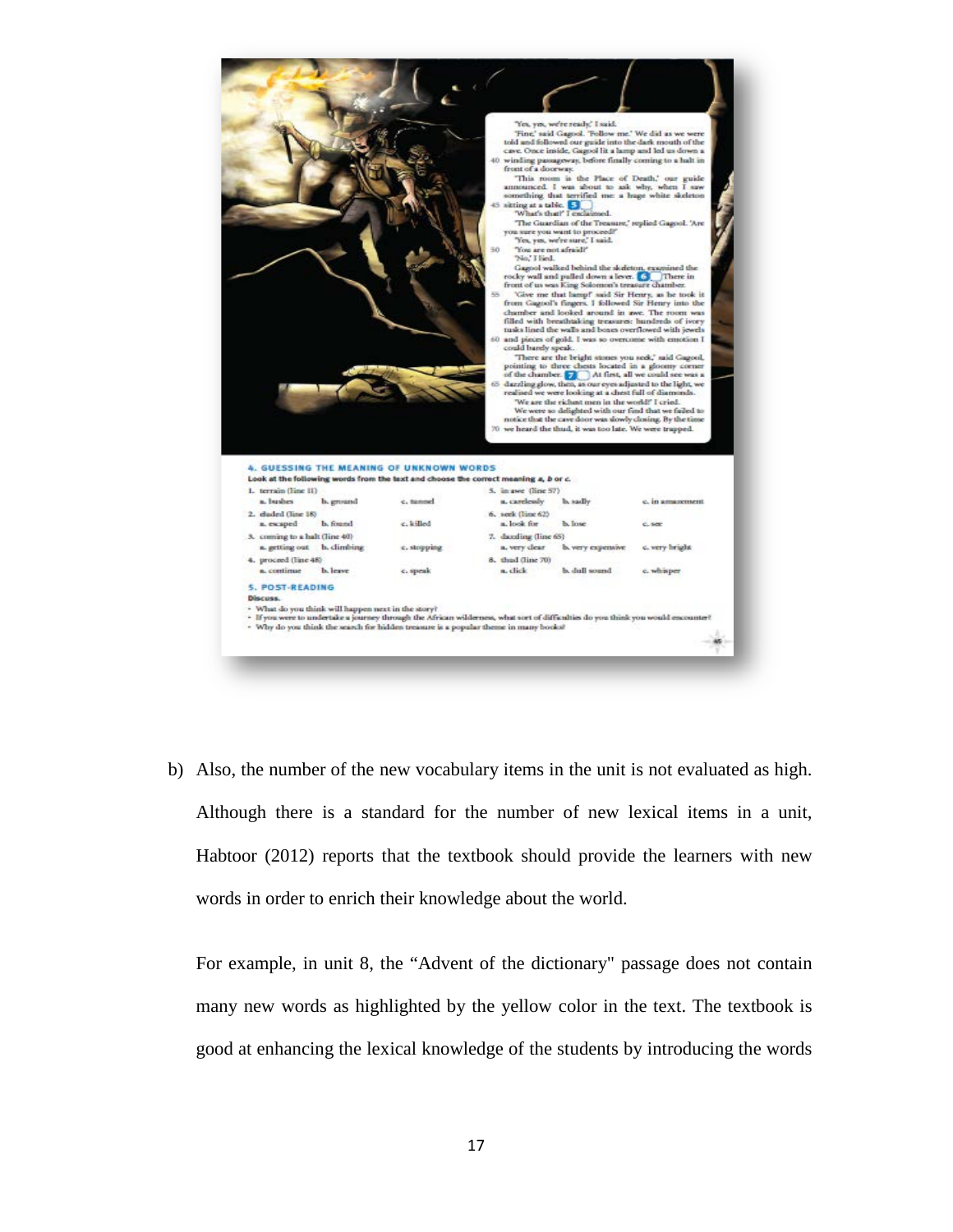b) Also, the number of the new vocabulary items in the unit is not evaluated as high. Although there is a standard for the number of new lexical items in a unit, Habtoor (2012) reports that the textbook should provide the learners with new words in order to enrich their knowledge about the world.

For example, in unit 8, the "Advent of the dictionary" passage does not contain many new words as highlighted by the yellow color in the text. The textbook is good at enhancing the lexical knowledge of the students by introducing the words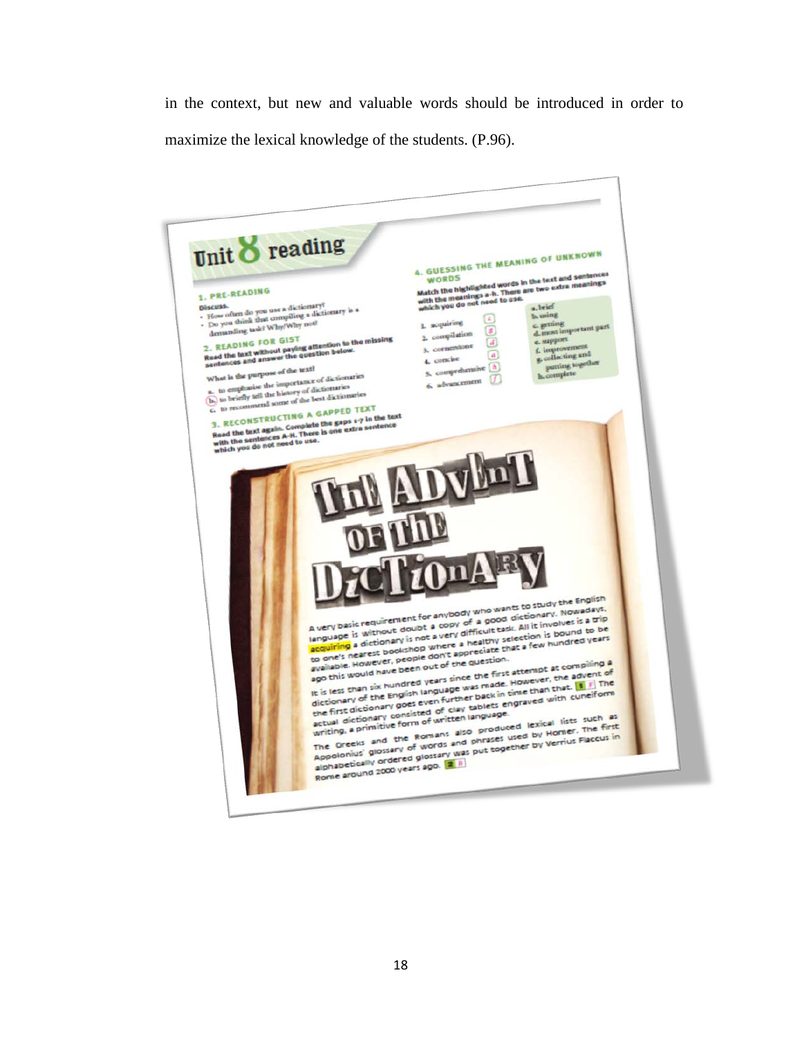in the context, but new and valuable words should be introduced in order to maximize the lexical knowledge of the students. (P.96).

# Unit 8 reading

## 1. PRE-READING

Discuss.

- How often do you use a dictionary?
- Do you think that compiling a dictionary is a demanding task? Why/Why not?

## 2. READING FOR GIST

Read the text without paying attention to the missing sentences and answer the question below.

What is the purpose of the text?

a. to emphasise the importance of dictionaries
b. to briefly tell the history of dictionaries
c. to recommend some of the best dictionaries

## 3. RECONSTRUCTING A GAPPED TEXT

Read the text again. Complete the gaps 1-7 in the text with the sentences A-H. There is one extra sentence which you do not need to use.

## 4. GUESSING THE MEANING OF UNKNOWN WORDS

Match the highlighted words in the text and sentences with the meanings a-h. There are two extra meanings which you do not need to use.

1. acquiring [c]
2. compilation [g]
3. cornerstone [d]
4. concise [a]
5. comprehensive [h]
6. advancement [f]

a. brief
b. using
c. getting
d. most important part
e. support
f. improvement
g. collecting and putting together
h. complete

# The Advent of the Dictionary

A very basic requirement for anybody who wants to study the English language is without doubt a copy of a good dictionary. Nowadays, acquiring a dictionary is not a very difficult task. All it involves is a trip to one's nearest bookshop where a healthy selection is bound to be available. However, people don't appreciate that a few hundred years ago this would have been out of the question.

It is less than six hundred years since the first attempt at compiling a dictionary of the English language was made. However, the advent of the first dictionary goes even further back in time than that. [1 F] The actual dictionary consisted of clay tablets engraved with cuneiform writing, a primitive form of written language.

The Greeks and the Romans also produced lexical lists such as Appolonius' glossary of words and phrases used by Homer. The first alphabetically ordered glossary was put together by Verrius Flaccus in Rome around 2000 years ago. [2 B]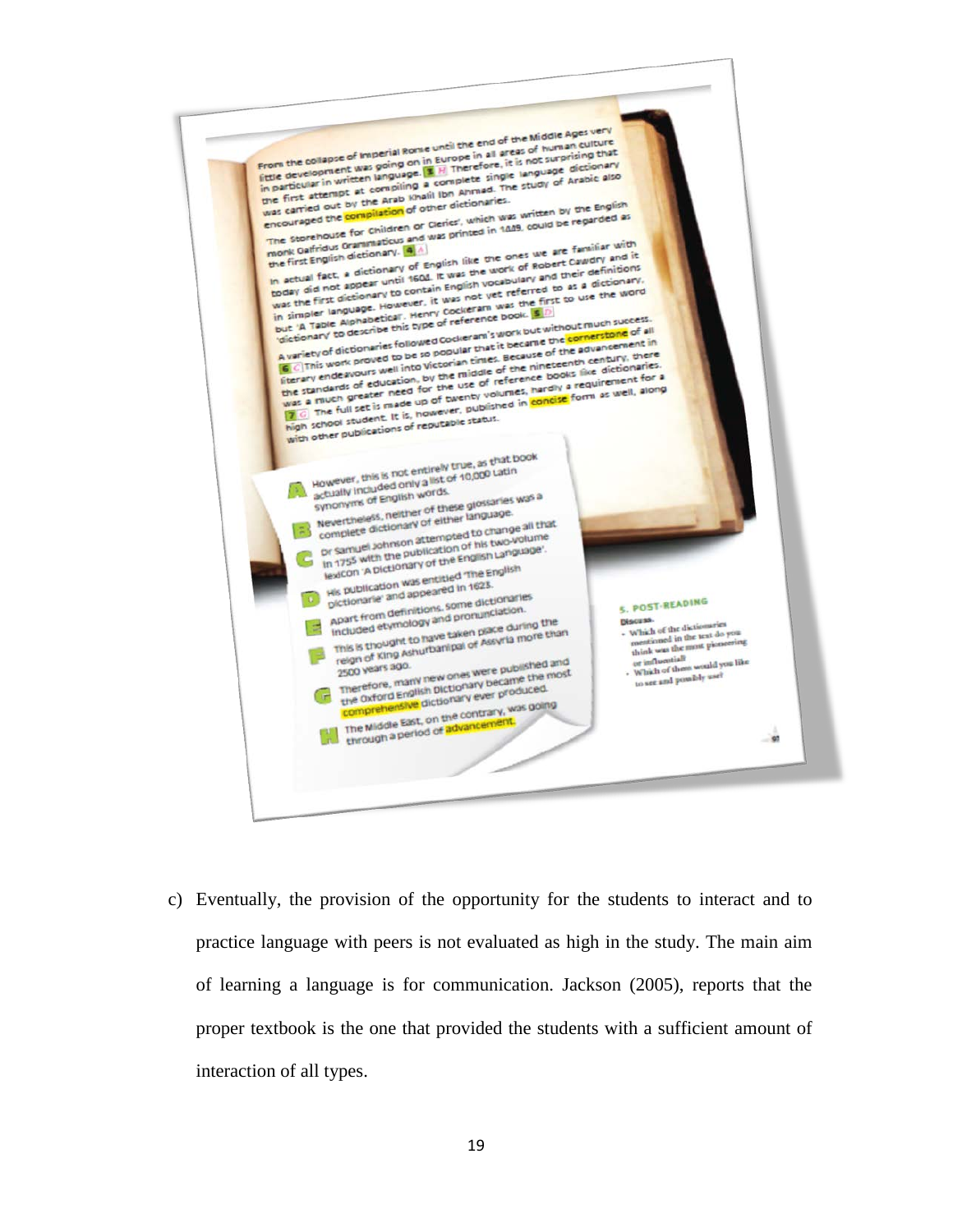From the collapse of Imperial Rome until the end of the Middle Ages very little development was going on in Europe in all areas of human culture in particular in written language. **3** H Therefore, it is not surprising that the first attempt at compiling a complete single language dictionary was carried out by the Arab Khalil Ibn Ahmad. The study of Arabic also encouraged the compilation of other dictionaries.

'The Storehouse for Children or Clerics', which was written by the English monk Galfridus Grammaticus and was printed in 1449, could be regarded as the first English dictionary. **4** A

In actual fact, a dictionary of English like the ones we are familiar with today did not appear until 1604. It was the work of Robert Cawdry and it was the first dictionary to contain English vocabulary and their definitions in simpler language. However, it was not yet referred to as a dictionary, but 'A Table Alphabeticall'. Henry Cockeram was the first to use the word 'dictionary' to describe this type of reference book. **5** D

A variety of dictionaries followed Cockeram's work but without much success. **6** C This work proved to be so popular that it became the cornerstone of all literary endeavours well into Victorian times. Because of the advancement in the standards of education, by the middle of the nineteenth century, there was a much greater need for the use of reference books like dictionaries. **7** G The full set is made up of twenty volumes, hardly a requirement for a high school student. It is, however, published in concise form as well, along with other publications of reputable status.

- **A** However, this is not entirely true, as that book actually included only a list of 10,000 Latin synonyms of English words.
- **B** Nevertheless, neither of these glossaries was a complete dictionary of either language.
- **C** Dr Samuel Johnson attempted to change all that in 1755 with the publication of his two-volume lexicon 'A Dictionary of the English Language'.
- **D** His publication was entitled 'The English Dictionarie' and appeared in 1623.
- **E** Apart from definitions, some dictionaries included etymology and pronunciation.
- **F** This is thought to have taken place during the reign of King Ashurbanipal of Assyria more than 2500 years ago.
- **G** Therefore, many new ones were published and the Oxford English Dictionary became the most comprehensive dictionary ever produced.
- **H** The Middle East, on the contrary, was going through a period of advancement.

**5. POST-READING**

Discuss.

- Which of the dictionaries mentioned in the text do you think was the most pioneering or influential?
- Which of them would you like to see and possibly use?

c) Eventually, the provision of the opportunity for the students to interact and to practice language with peers is not evaluated as high in the study. The main aim of learning a language is for communication. Jackson (2005), reports that the proper textbook is the one that provided the students with a sufficient amount of interaction of all types.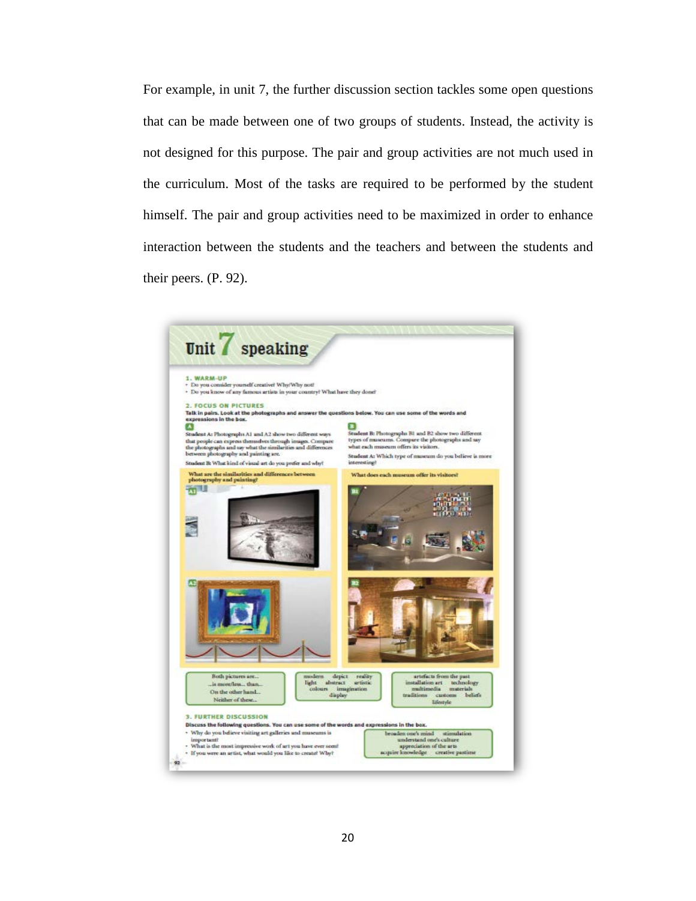For example, in unit 7, the further discussion section tackles some open questions that can be made between one of two groups of students. Instead, the activity is not designed for this purpose. The pair and group activities are not much used in the curriculum. Most of the tasks are required to be performed by the student himself. The pair and group activities need to be maximized in order to enhance interaction between the students and the teachers and between the students and their peers. (P. 92).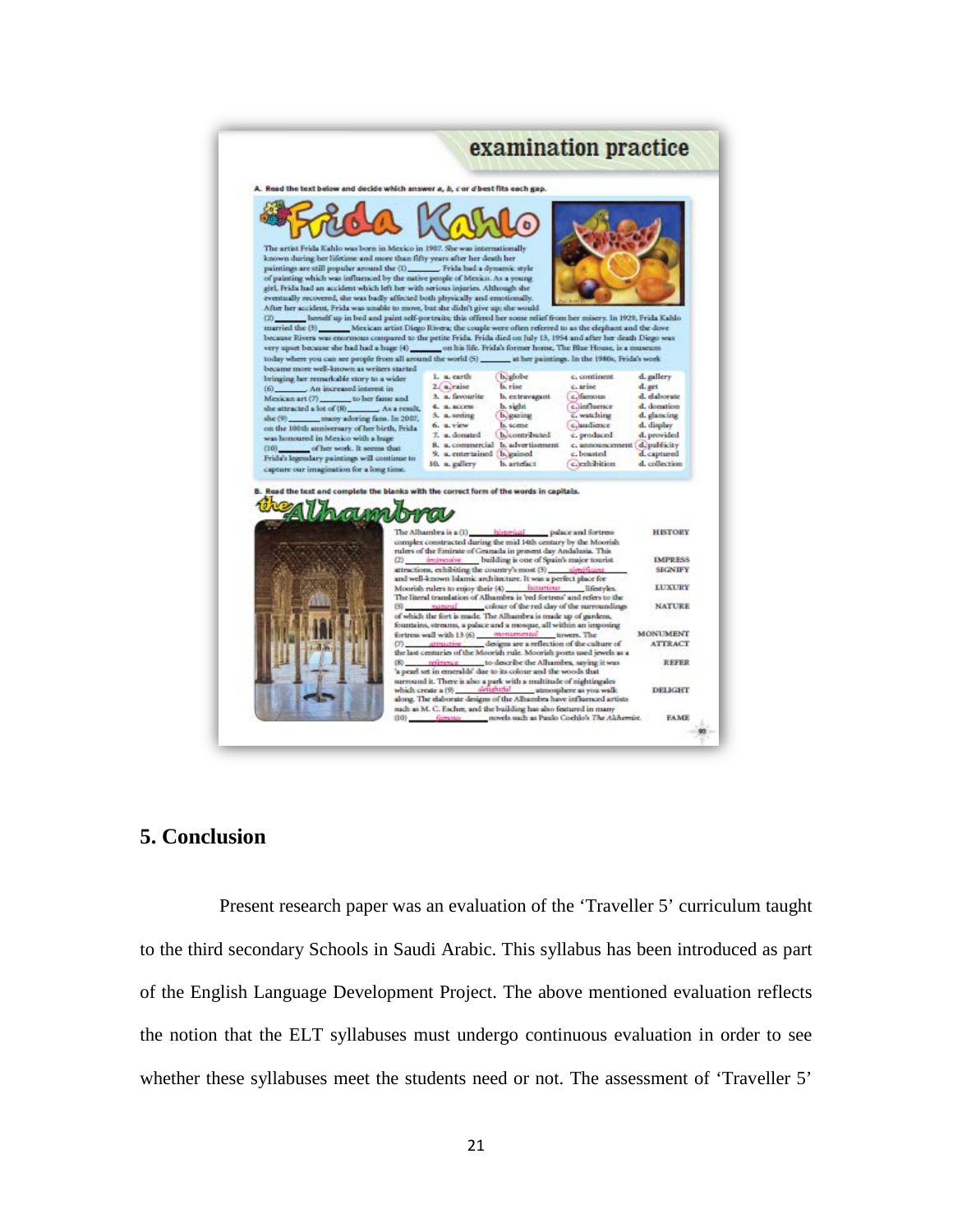## 5. Conclusion

Present research paper was an evaluation of the 'Traveller 5' curriculum taught to the third secondary Schools in Saudi Arabic. This syllabus has been introduced as part of the English Language Development Project. The above mentioned evaluation reflects the notion that the ELT syllabuses must undergo continuous evaluation in order to see whether these syllabuses meet the students need or not. The assessment of 'Traveller 5'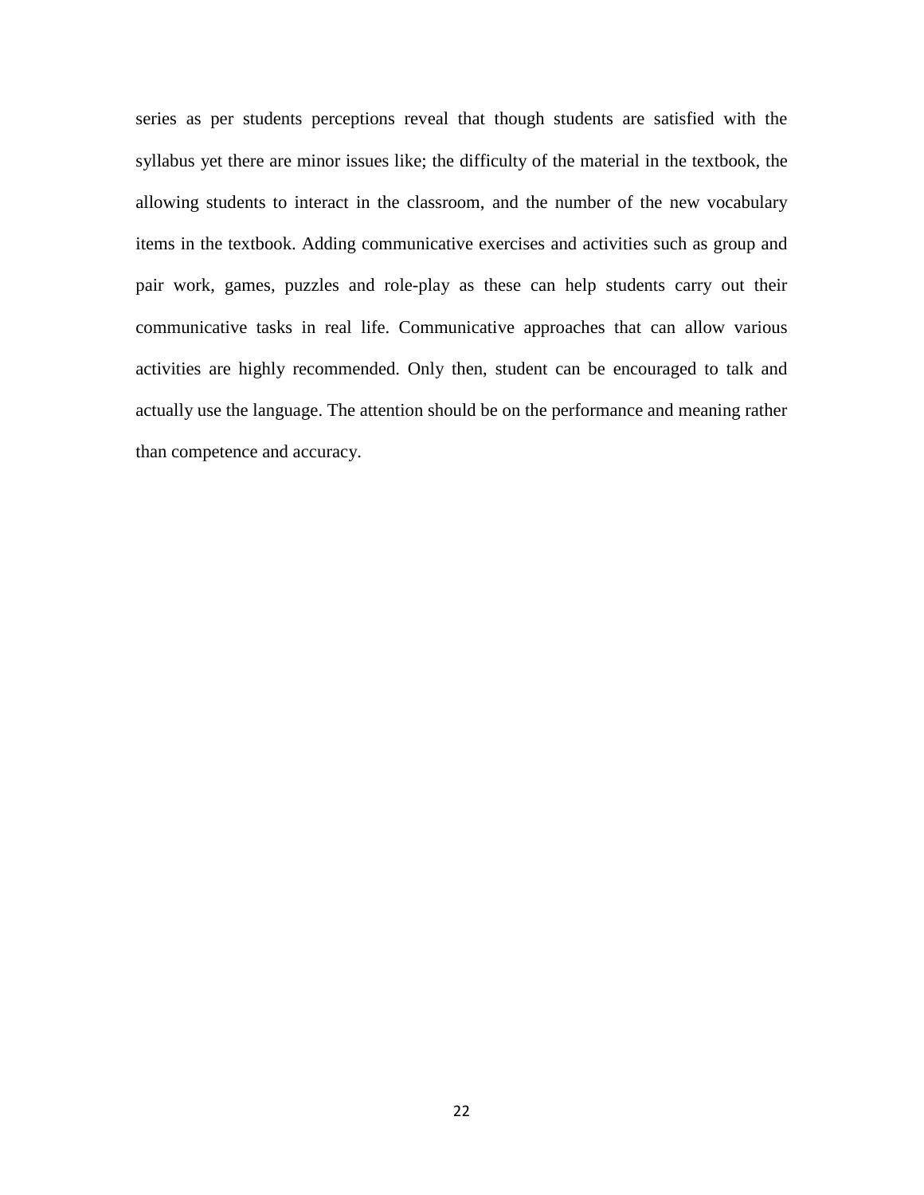series as per students perceptions reveal that though students are satisfied with the syllabus yet there are minor issues like; the difficulty of the material in the textbook, the allowing students to interact in the classroom, and the number of the new vocabulary items in the textbook. Adding communicative exercises and activities such as group and pair work, games, puzzles and role-play as these can help students carry out their communicative tasks in real life. Communicative approaches that can allow various activities are highly recommended. Only then, student can be encouraged to talk and actually use the language. The attention should be on the performance and meaning rather than competence and accuracy.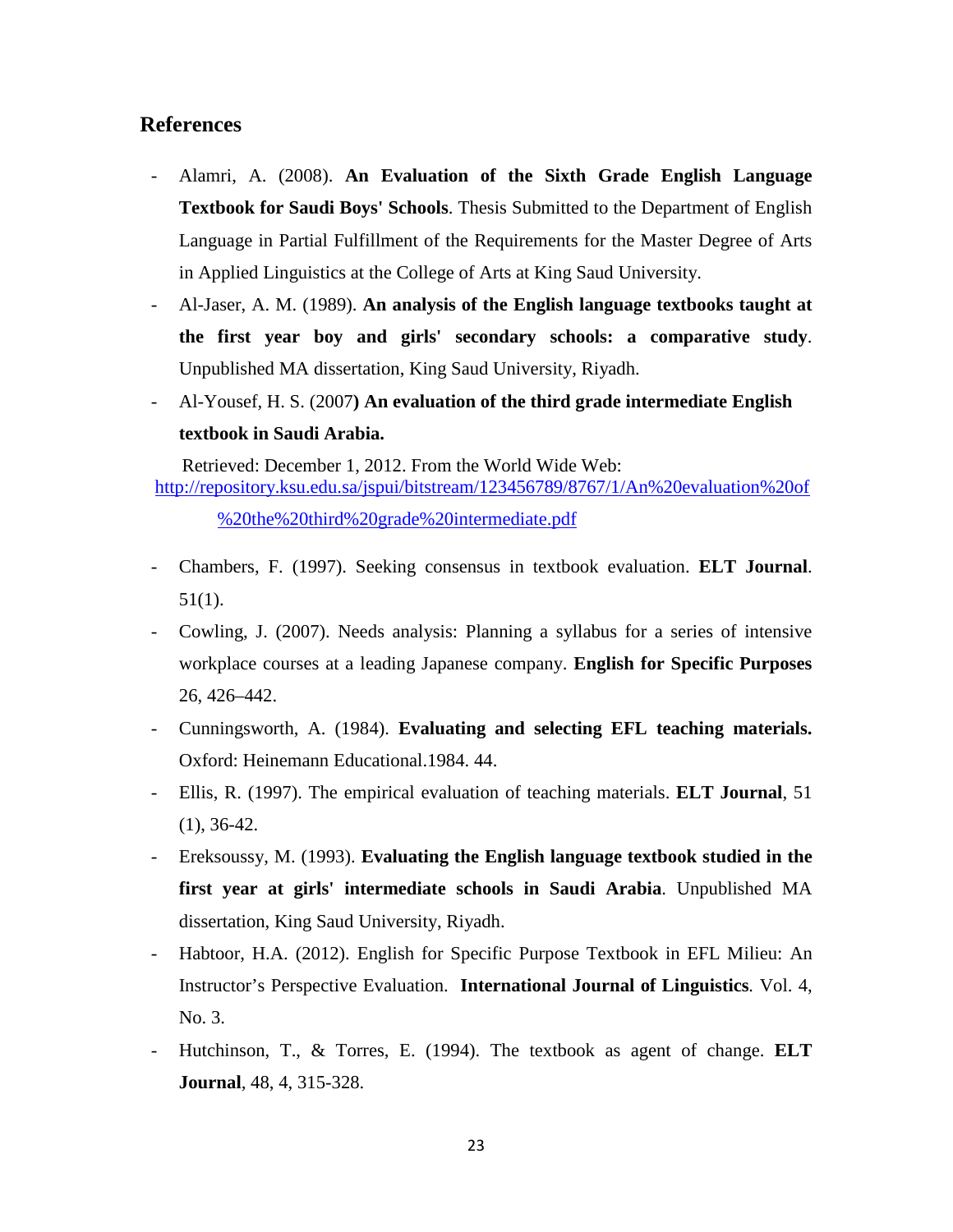## References

- Alamri, A. (2008). **An Evaluation of the Sixth Grade English Language Textbook for Saudi Boys' Schools**. Thesis Submitted to the Department of English Language in Partial Fulfillment of the Requirements for the Master Degree of Arts in Applied Linguistics at the College of Arts at King Saud University.
- Al-Jaser, A. M. (1989). **An analysis of the English language textbooks taught at the first year boy and girls' secondary schools: a comparative study**. Unpublished MA dissertation, King Saud University, Riyadh.
- Al-Yousef, H. S. (2007**) An evaluation of the third grade intermediate English textbook in Saudi Arabia.**

  Retrieved: December 1, 2012. From the World Wide Web: http://repository.ksu.edu.sa/jspui/bitstream/123456789/8767/1/An%20evaluation%20of%20the%20third%20grade%20intermediate.pdf

- Chambers, F. (1997). Seeking consensus in textbook evaluation. **ELT Journal**. 51(1).
- Cowling, J. (2007). Needs analysis: Planning a syllabus for a series of intensive workplace courses at a leading Japanese company. **English for Specific Purposes** 26, 426–442.
- Cunningsworth, A. (1984). **Evaluating and selecting EFL teaching materials.** Oxford: Heinemann Educational.1984. 44.
- Ellis, R. (1997). The empirical evaluation of teaching materials. **ELT Journal**, 51 (1), 36-42.
- Ereksoussy, M. (1993). **Evaluating the English language textbook studied in the first year at girls' intermediate schools in Saudi Arabia**. Unpublished MA dissertation, King Saud University, Riyadh.
- Habtoor, H.A. (2012). English for Specific Purpose Textbook in EFL Milieu: An Instructor's Perspective Evaluation. **International Journal of Linguistics**. Vol. 4, No. 3.
- Hutchinson, T., & Torres, E. (1994). The textbook as agent of change. **ELT Journal**, 48, 4, 315-328.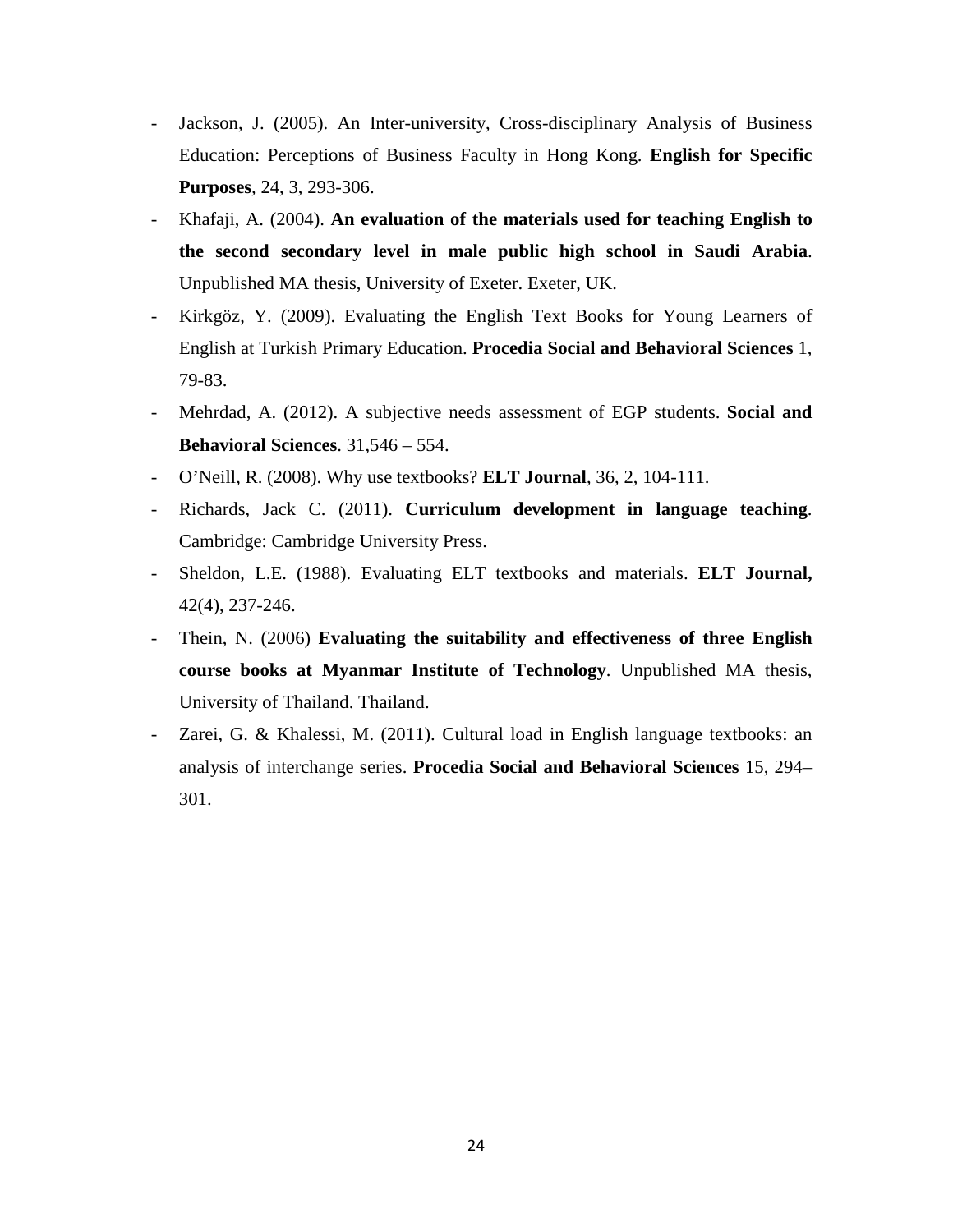- Jackson, J. (2005). An Inter-university, Cross-disciplinary Analysis of Business Education: Perceptions of Business Faculty in Hong Kong. **English for Specific Purposes**, 24, 3, 293-306.
- Khafaji, A. (2004). **An evaluation of the materials used for teaching English to the second secondary level in male public high school in Saudi Arabia**. Unpublished MA thesis, University of Exeter. Exeter, UK.
- Kirkgöz, Y. (2009). Evaluating the English Text Books for Young Learners of English at Turkish Primary Education. **Procedia Social and Behavioral Sciences** 1, 79-83.
- Mehrdad, A. (2012). A subjective needs assessment of EGP students. **Social and Behavioral Sciences**. 31,546 – 554.
- O'Neill, R. (2008). Why use textbooks? **ELT Journal**, 36, 2, 104-111.
- Richards, Jack C. (2011). **Curriculum development in language teaching**. Cambridge: Cambridge University Press.
- Sheldon, L.E. (1988). Evaluating ELT textbooks and materials. **ELT Journal,** 42(4), 237-246.
- Thein, N. (2006) **Evaluating the suitability and effectiveness of three English course books at Myanmar Institute of Technology**. Unpublished MA thesis, University of Thailand. Thailand.
- Zarei, G. & Khalessi, M. (2011). Cultural load in English language textbooks: an analysis of interchange series. **Procedia Social and Behavioral Sciences** 15, 294–301.